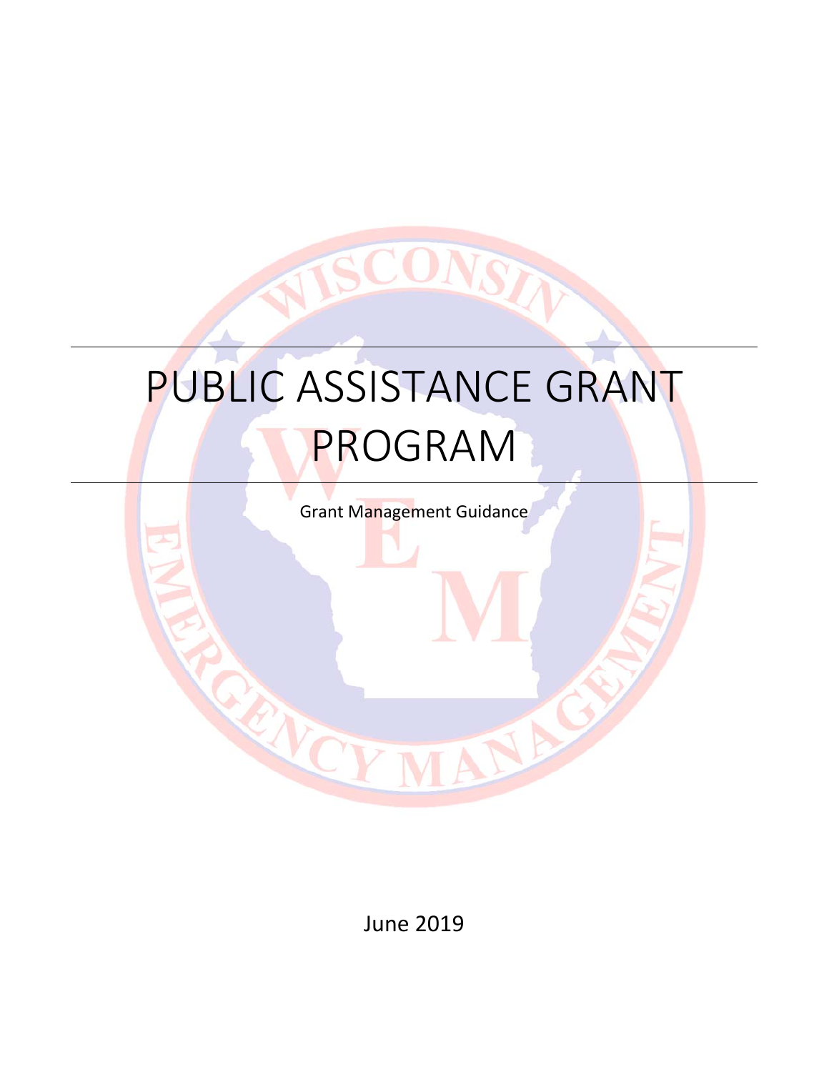# PUBLIC ASSISTANCE GRANT PROGRAM

Grant Management Guidance

June 2019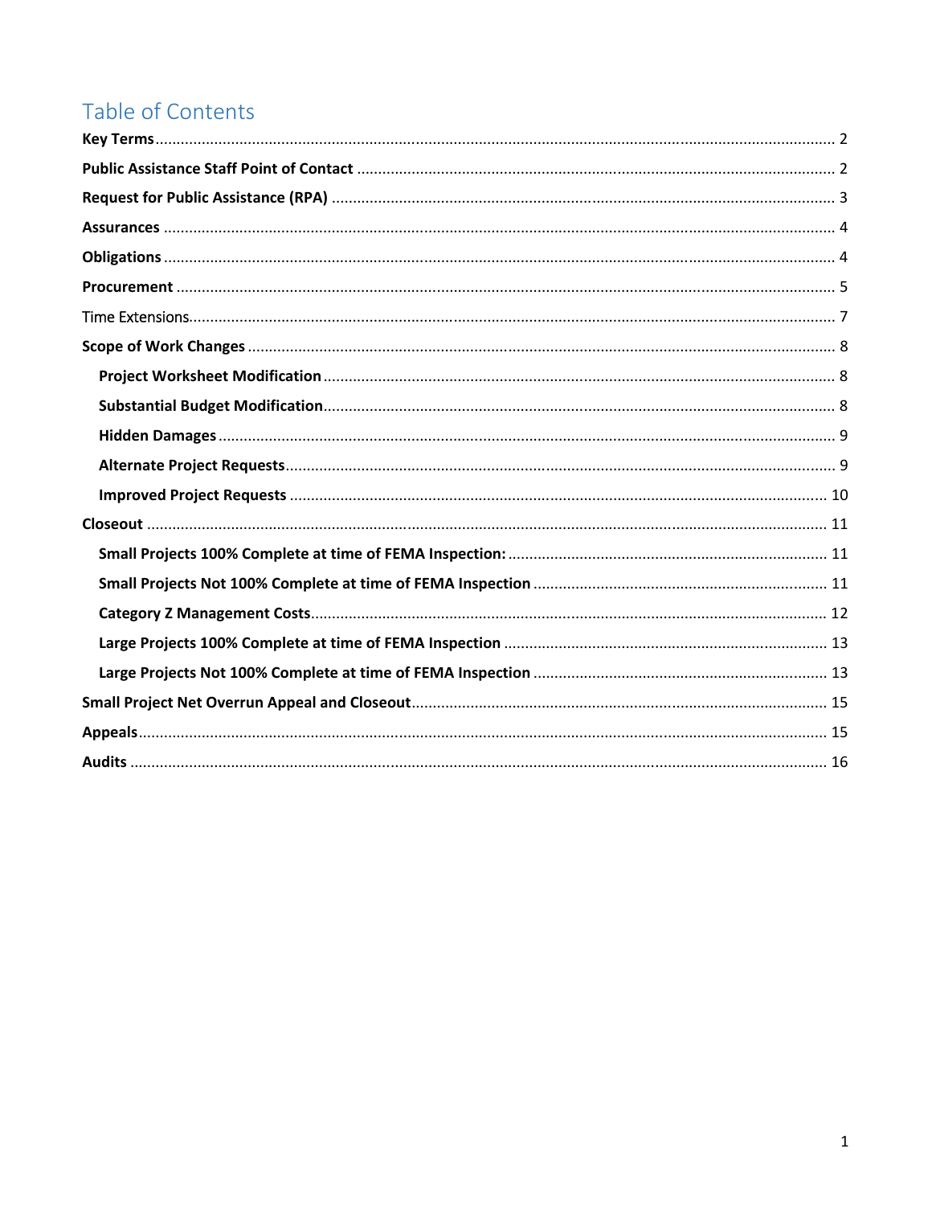# Table of Contents

**Key Terms** ........ 2

**Public Assistance Staff Point of Contact** ........ 2

**Request for Public Assistance (RPA)** ........ 3

**Assurances** ........ 4

**Obligations** ........ 4

**Procurement** ........ 5

Time Extensions ........ 7

**Scope of Work Changes** ........ 8

- **Project Worksheet Modification** ........ 8
- **Substantial Budget Modification** ........ 8
- **Hidden Damages** ........ 9
- **Alternate Project Requests** ........ 9
- **Improved Project Requests** ........ 10

**Closeout** ........ 11

- **Small Projects 100% Complete at time of FEMA Inspection:** ........ 11
- **Small Projects Not 100% Complete at time of FEMA Inspection** ........ 11
- **Category Z Management Costs** ........ 12
- **Large Projects 100% Complete at time of FEMA Inspection** ........ 13
- **Large Projects Not 100% Complete at time of FEMA Inspection** ........ 13

**Small Project Net Overrun Appeal and Closeout** ........ 15

**Appeals** ........ 15

**Audits** ........ 16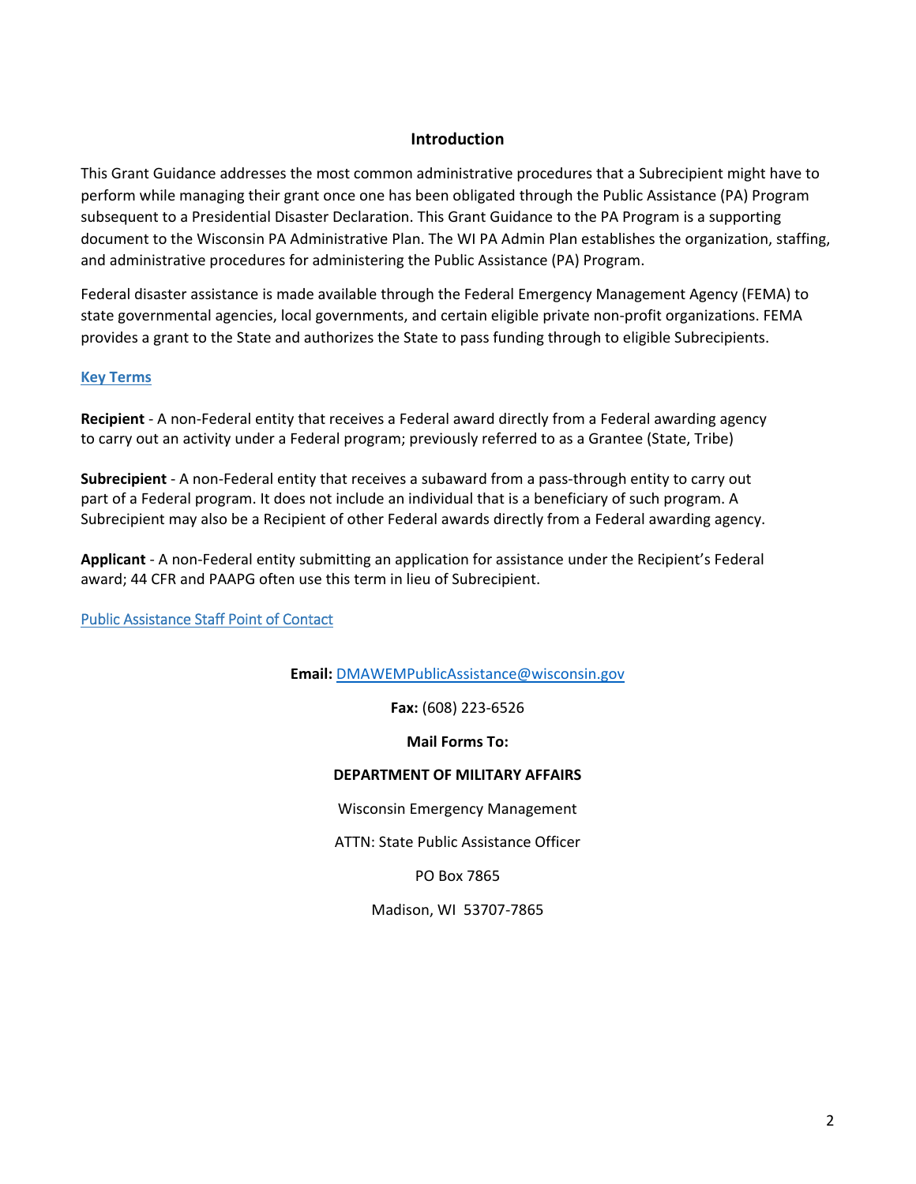## Introduction

This Grant Guidance addresses the most common administrative procedures that a Subrecipient might have to perform while managing their grant once one has been obligated through the Public Assistance (PA) Program subsequent to a Presidential Disaster Declaration. This Grant Guidance to the PA Program is a supporting document to the Wisconsin PA Administrative Plan. The WI PA Admin Plan establishes the organization, staffing, and administrative procedures for administering the Public Assistance (PA) Program.

Federal disaster assistance is made available through the Federal Emergency Management Agency (FEMA) to state governmental agencies, local governments, and certain eligible private non-profit organizations. FEMA provides a grant to the State and authorizes the State to pass funding through to eligible Subrecipients.

### Key Terms

**Recipient** - A non-Federal entity that receives a Federal award directly from a Federal awarding agency to carry out an activity under a Federal program; previously referred to as a Grantee (State, Tribe)

**Subrecipient** - A non-Federal entity that receives a subaward from a pass-through entity to carry out part of a Federal program. It does not include an individual that is a beneficiary of such program. A Subrecipient may also be a Recipient of other Federal awards directly from a Federal awarding agency.

**Applicant** - A non-Federal entity submitting an application for assistance under the Recipient's Federal award; 44 CFR and PAAPG often use this term in lieu of Subrecipient.

### Public Assistance Staff Point of Contact

**Email:** DMAWEMPublicAssistance@wisconsin.gov

**Fax:** (608) 223-6526

**Mail Forms To:**

**DEPARTMENT OF MILITARY AFFAIRS**

Wisconsin Emergency Management

ATTN: State Public Assistance Officer

PO Box 7865

Madison, WI 53707-7865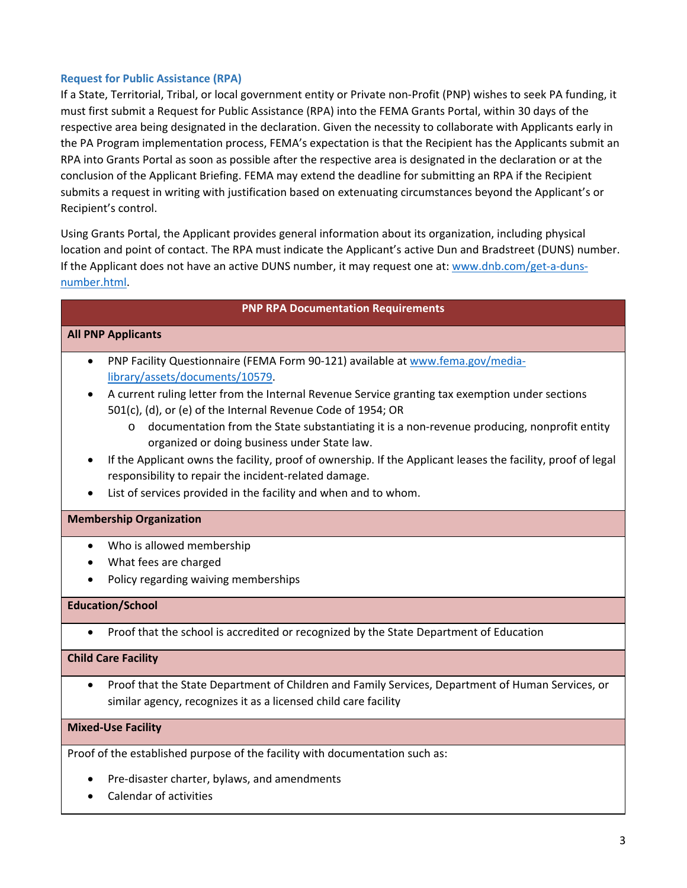### Request for Public Assistance (RPA)

If a State, Territorial, Tribal, or local government entity or Private non-Profit (PNP) wishes to seek PA funding, it must first submit a Request for Public Assistance (RPA) into the FEMA Grants Portal, within 30 days of the respective area being designated in the declaration. Given the necessity to collaborate with Applicants early in the PA Program implementation process, FEMA's expectation is that the Recipient has the Applicants submit an RPA into Grants Portal as soon as possible after the respective area is designated in the declaration or at the conclusion of the Applicant Briefing. FEMA may extend the deadline for submitting an RPA if the Recipient submits a request in writing with justification based on extenuating circumstances beyond the Applicant's or Recipient's control.

Using Grants Portal, the Applicant provides general information about its organization, including physical location and point of contact. The RPA must indicate the Applicant's active Dun and Bradstreet (DUNS) number. If the Applicant does not have an active DUNS number, it may request one at: [www.dnb.com/get-a-duns-number.html](www.dnb.com/get-a-duns-number.html).

| PNP RPA Documentation Requirements |
|---|
| **All PNP Applicants** |
| • PNP Facility Questionnaire (FEMA Form 90-121) available at [www.fema.gov/media-library/assets/documents/10579](www.fema.gov/media-library/assets/documents/10579).<br>• A current ruling letter from the Internal Revenue Service granting tax exemption under sections 501(c), (d), or (e) of the Internal Revenue Code of 1954; OR<br>&nbsp;&nbsp;&nbsp;&nbsp;o documentation from the State substantiating it is a non-revenue producing, nonprofit entity organized or doing business under State law.<br>• If the Applicant owns the facility, proof of ownership. If the Applicant leases the facility, proof of legal responsibility to repair the incident-related damage.<br>• List of services provided in the facility and when and to whom. |
| **Membership Organization** |
| • Who is allowed membership<br>• What fees are charged<br>• Policy regarding waiving memberships |
| **Education/School** |
| • Proof that the school is accredited or recognized by the State Department of Education |
| **Child Care Facility** |
| • Proof that the State Department of Children and Family Services, Department of Human Services, or similar agency, recognizes it as a licensed child care facility |
| **Mixed-Use Facility** |
| Proof of the established purpose of the facility with documentation such as:<br>• Pre-disaster charter, bylaws, and amendments<br>• Calendar of activities |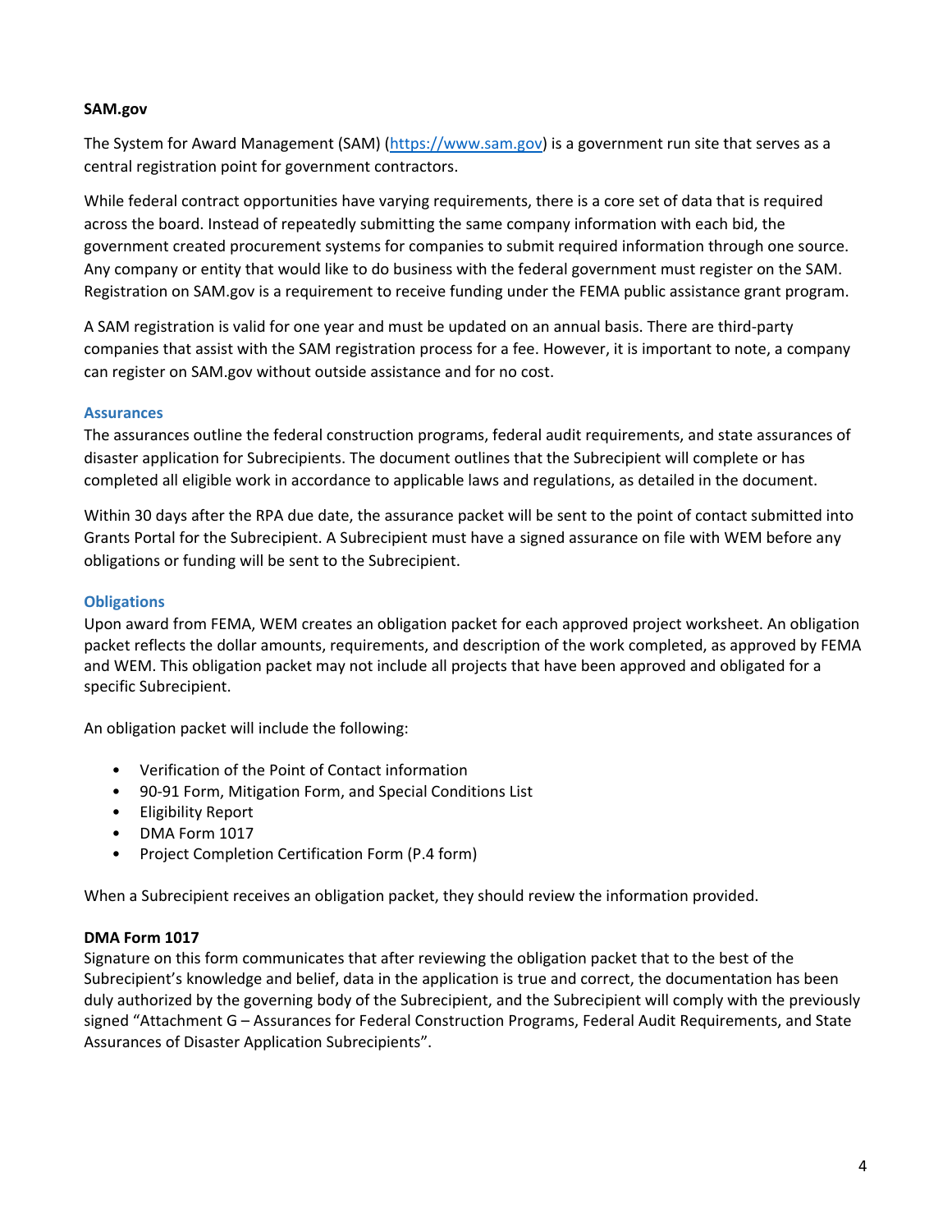### SAM.gov

The System for Award Management (SAM) (https://www.sam.gov) is a government run site that serves as a central registration point for government contractors.

While federal contract opportunities have varying requirements, there is a core set of data that is required across the board. Instead of repeatedly submitting the same company information with each bid, the government created procurement systems for companies to submit required information through one source. Any company or entity that would like to do business with the federal government must register on the SAM. Registration on SAM.gov is a requirement to receive funding under the FEMA public assistance grant program.

A SAM registration is valid for one year and must be updated on an annual basis. There are third-party companies that assist with the SAM registration process for a fee. However, it is important to note, a company can register on SAM.gov without outside assistance and for no cost.

### Assurances

The assurances outline the federal construction programs, federal audit requirements, and state assurances of disaster application for Subrecipients. The document outlines that the Subrecipient will complete or has completed all eligible work in accordance to applicable laws and regulations, as detailed in the document.

Within 30 days after the RPA due date, the assurance packet will be sent to the point of contact submitted into Grants Portal for the Subrecipient. A Subrecipient must have a signed assurance on file with WEM before any obligations or funding will be sent to the Subrecipient.

### Obligations

Upon award from FEMA, WEM creates an obligation packet for each approved project worksheet. An obligation packet reflects the dollar amounts, requirements, and description of the work completed, as approved by FEMA and WEM. This obligation packet may not include all projects that have been approved and obligated for a specific Subrecipient.

An obligation packet will include the following:

- Verification of the Point of Contact information
- 90-91 Form, Mitigation Form, and Special Conditions List
- Eligibility Report
- DMA Form 1017
- Project Completion Certification Form (P.4 form)

When a Subrecipient receives an obligation packet, they should review the information provided.

### DMA Form 1017

Signature on this form communicates that after reviewing the obligation packet that to the best of the Subrecipient's knowledge and belief, data in the application is true and correct, the documentation has been duly authorized by the governing body of the Subrecipient, and the Subrecipient will comply with the previously signed "Attachment G – Assurances for Federal Construction Programs, Federal Audit Requirements, and State Assurances of Disaster Application Subrecipients".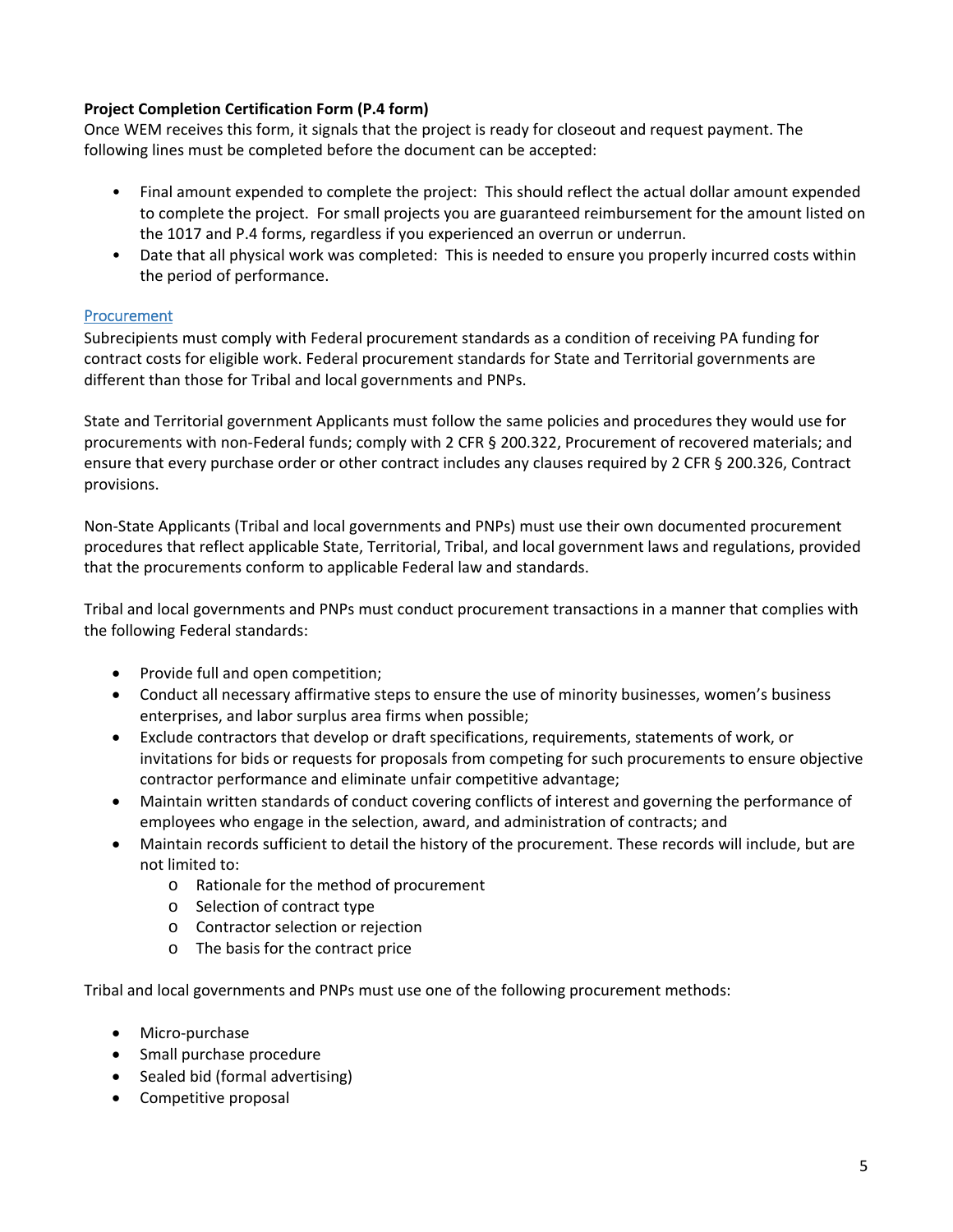**Project Completion Certification Form (P.4 form)**

Once WEM receives this form, it signals that the project is ready for closeout and request payment. The following lines must be completed before the document can be accepted:

- Final amount expended to complete the project: This should reflect the actual dollar amount expended to complete the project. For small projects you are guaranteed reimbursement for the amount listed on the 1017 and P.4 forms, regardless if you experienced an overrun or underrun.
- Date that all physical work was completed: This is needed to ensure you properly incurred costs within the period of performance.

## Procurement

Subrecipients must comply with Federal procurement standards as a condition of receiving PA funding for contract costs for eligible work. Federal procurement standards for State and Territorial governments are different than those for Tribal and local governments and PNPs.

State and Territorial government Applicants must follow the same policies and procedures they would use for procurements with non-Federal funds; comply with 2 CFR § 200.322, Procurement of recovered materials; and ensure that every purchase order or other contract includes any clauses required by 2 CFR § 200.326, Contract provisions.

Non-State Applicants (Tribal and local governments and PNPs) must use their own documented procurement procedures that reflect applicable State, Territorial, Tribal, and local government laws and regulations, provided that the procurements conform to applicable Federal law and standards.

Tribal and local governments and PNPs must conduct procurement transactions in a manner that complies with the following Federal standards:

- Provide full and open competition;
- Conduct all necessary affirmative steps to ensure the use of minority businesses, women's business enterprises, and labor surplus area firms when possible;
- Exclude contractors that develop or draft specifications, requirements, statements of work, or invitations for bids or requests for proposals from competing for such procurements to ensure objective contractor performance and eliminate unfair competitive advantage;
- Maintain written standards of conduct covering conflicts of interest and governing the performance of employees who engage in the selection, award, and administration of contracts; and
- Maintain records sufficient to detail the history of the procurement. These records will include, but are not limited to:
  - Rationale for the method of procurement
  - Selection of contract type
  - Contractor selection or rejection
  - The basis for the contract price

Tribal and local governments and PNPs must use one of the following procurement methods:

- Micro-purchase
- Small purchase procedure
- Sealed bid (formal advertising)
- Competitive proposal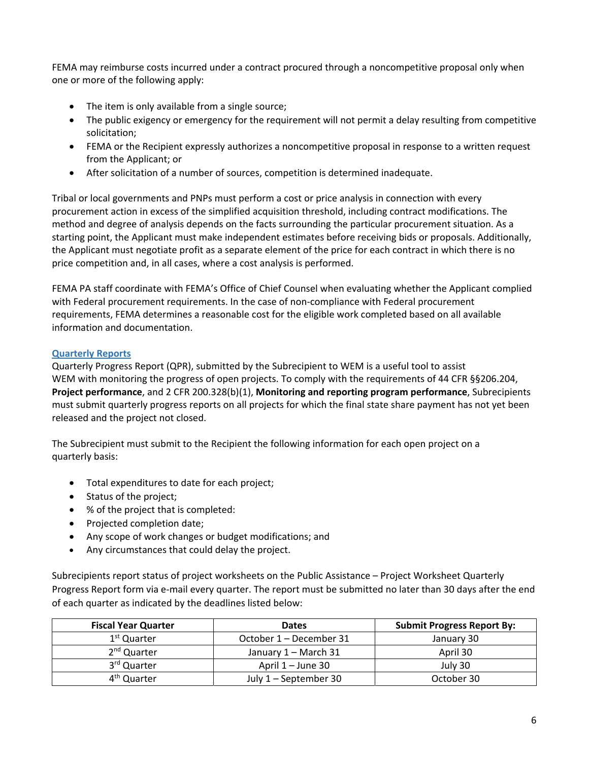FEMA may reimburse costs incurred under a contract procured through a noncompetitive proposal only when one or more of the following apply:

- The item is only available from a single source;
- The public exigency or emergency for the requirement will not permit a delay resulting from competitive solicitation;
- FEMA or the Recipient expressly authorizes a noncompetitive proposal in response to a written request from the Applicant; or
- After solicitation of a number of sources, competition is determined inadequate.

Tribal or local governments and PNPs must perform a cost or price analysis in connection with every procurement action in excess of the simplified acquisition threshold, including contract modifications. The method and degree of analysis depends on the facts surrounding the particular procurement situation. As a starting point, the Applicant must make independent estimates before receiving bids or proposals. Additionally, the Applicant must negotiate profit as a separate element of the price for each contract in which there is no price competition and, in all cases, where a cost analysis is performed.

FEMA PA staff coordinate with FEMA's Office of Chief Counsel when evaluating whether the Applicant complied with Federal procurement requirements. In the case of non-compliance with Federal procurement requirements, FEMA determines a reasonable cost for the eligible work completed based on all available information and documentation.

## Quarterly Reports

Quarterly Progress Report (QPR), submitted by the Subrecipient to WEM is a useful tool to assist WEM with monitoring the progress of open projects. To comply with the requirements of 44 CFR §§206.204, **Project performance**, and 2 CFR 200.328(b)(1), **Monitoring and reporting program performance**, Subrecipients must submit quarterly progress reports on all projects for which the final state share payment has not yet been released and the project not closed.

The Subrecipient must submit to the Recipient the following information for each open project on a quarterly basis:

- Total expenditures to date for each project;
- Status of the project;
- % of the project that is completed:
- Projected completion date;
- Any scope of work changes or budget modifications; and
- Any circumstances that could delay the project.

Subrecipients report status of project worksheets on the Public Assistance – Project Worksheet Quarterly Progress Report form via e-mail every quarter. The report must be submitted no later than 30 days after the end of each quarter as indicated by the deadlines listed below:

| Fiscal Year Quarter | Dates | Submit Progress Report By: |
|---|---|---|
| 1st Quarter | October 1 – December 31 | January 30 |
| 2nd Quarter | January 1 – March 31 | April 30 |
| 3rd Quarter | April 1 – June 30 | July 30 |
| 4th Quarter | July 1 – September 30 | October 30 |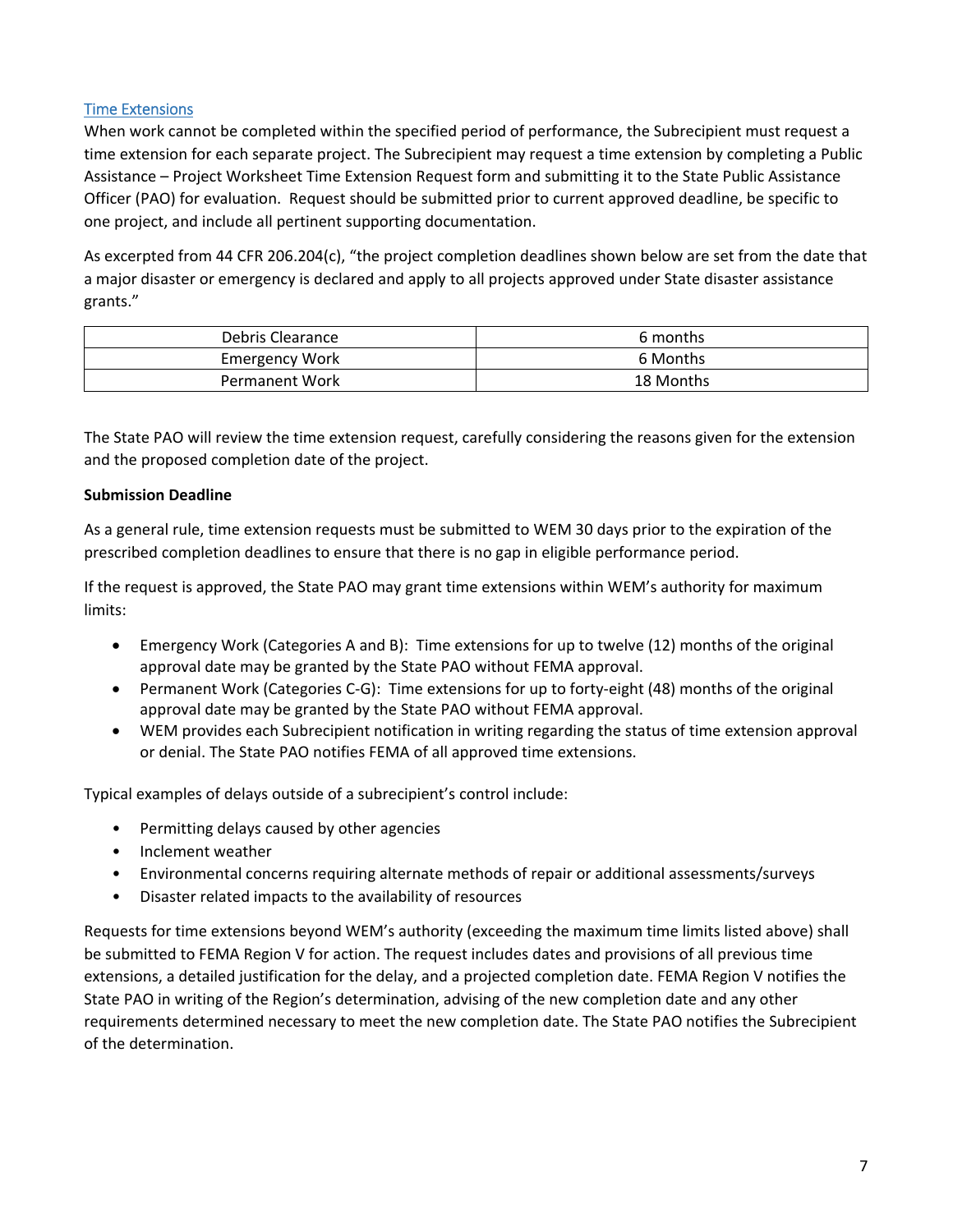## Time Extensions

When work cannot be completed within the specified period of performance, the Subrecipient must request a time extension for each separate project. The Subrecipient may request a time extension by completing a Public Assistance – Project Worksheet Time Extension Request form and submitting it to the State Public Assistance Officer (PAO) for evaluation. Request should be submitted prior to current approved deadline, be specific to one project, and include all pertinent supporting documentation.

As excerpted from 44 CFR 206.204(c), "the project completion deadlines shown below are set from the date that a major disaster or emergency is declared and apply to all projects approved under State disaster assistance grants."

| Debris Clearance | 6 months |
|---|---|
| Emergency Work | 6 Months |
| Permanent Work | 18 Months |

The State PAO will review the time extension request, carefully considering the reasons given for the extension and the proposed completion date of the project.

**Submission Deadline**

As a general rule, time extension requests must be submitted to WEM 30 days prior to the expiration of the prescribed completion deadlines to ensure that there is no gap in eligible performance period.

If the request is approved, the State PAO may grant time extensions within WEM's authority for maximum limits:

- Emergency Work (Categories A and B): Time extensions for up to twelve (12) months of the original approval date may be granted by the State PAO without FEMA approval.
- Permanent Work (Categories C-G): Time extensions for up to forty-eight (48) months of the original approval date may be granted by the State PAO without FEMA approval.
- WEM provides each Subrecipient notification in writing regarding the status of time extension approval or denial. The State PAO notifies FEMA of all approved time extensions.

Typical examples of delays outside of a subrecipient's control include:

- Permitting delays caused by other agencies
- Inclement weather
- Environmental concerns requiring alternate methods of repair or additional assessments/surveys
- Disaster related impacts to the availability of resources

Requests for time extensions beyond WEM's authority (exceeding the maximum time limits listed above) shall be submitted to FEMA Region V for action. The request includes dates and provisions of all previous time extensions, a detailed justification for the delay, and a projected completion date. FEMA Region V notifies the State PAO in writing of the Region's determination, advising of the new completion date and any other requirements determined necessary to meet the new completion date. The State PAO notifies the Subrecipient of the determination.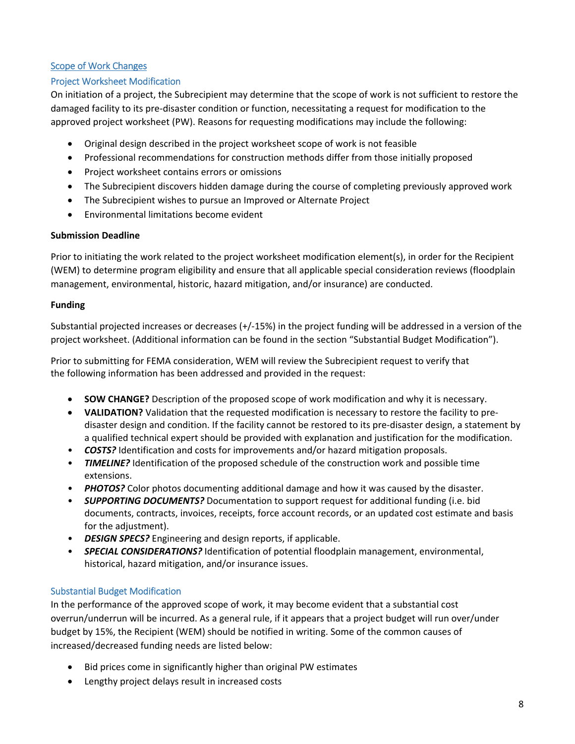## Scope of Work Changes

### Project Worksheet Modification

On initiation of a project, the Subrecipient may determine that the scope of work is not sufficient to restore the damaged facility to its pre-disaster condition or function, necessitating a request for modification to the approved project worksheet (PW). Reasons for requesting modifications may include the following:

- Original design described in the project worksheet scope of work is not feasible
- Professional recommendations for construction methods differ from those initially proposed
- Project worksheet contains errors or omissions
- The Subrecipient discovers hidden damage during the course of completing previously approved work
- The Subrecipient wishes to pursue an Improved or Alternate Project
- Environmental limitations become evident

**Submission Deadline**

Prior to initiating the work related to the project worksheet modification element(s), in order for the Recipient (WEM) to determine program eligibility and ensure that all applicable special consideration reviews (floodplain management, environmental, historic, hazard mitigation, and/or insurance) are conducted.

**Funding**

Substantial projected increases or decreases (+/-15%) in the project funding will be addressed in a version of the project worksheet. (Additional information can be found in the section "Substantial Budget Modification").

Prior to submitting for FEMA consideration, WEM will review the Subrecipient request to verify that the following information has been addressed and provided in the request:

- **SOW CHANGE?** Description of the proposed scope of work modification and why it is necessary.
- **VALIDATION?** Validation that the requested modification is necessary to restore the facility to pre-disaster design and condition. If the facility cannot be restored to its pre-disaster design, a statement by a qualified technical expert should be provided with explanation and justification for the modification.
- ***COSTS?*** Identification and costs for improvements and/or hazard mitigation proposals.
- ***TIMELINE?*** Identification of the proposed schedule of the construction work and possible time extensions.
- ***PHOTOS?*** Color photos documenting additional damage and how it was caused by the disaster.
- ***SUPPORTING DOCUMENTS?*** Documentation to support request for additional funding (i.e. bid documents, contracts, invoices, receipts, force account records, or an updated cost estimate and basis for the adjustment).
- ***DESIGN SPECS?*** Engineering and design reports, if applicable.
- ***SPECIAL CONSIDERATIONS?*** Identification of potential floodplain management, environmental, historical, hazard mitigation, and/or insurance issues.

### Substantial Budget Modification

In the performance of the approved scope of work, it may become evident that a substantial cost overrun/underrun will be incurred. As a general rule, if it appears that a project budget will run over/under budget by 15%, the Recipient (WEM) should be notified in writing. Some of the common causes of increased/decreased funding needs are listed below:

- Bid prices come in significantly higher than original PW estimates
- Lengthy project delays result in increased costs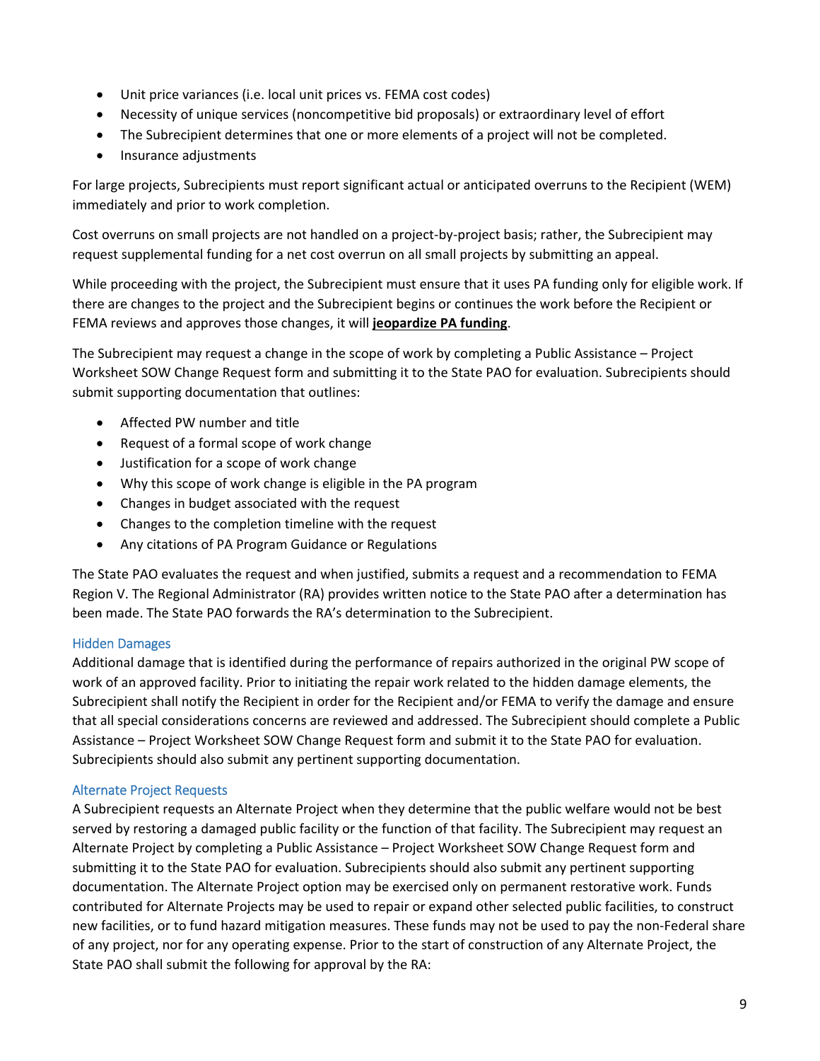- Unit price variances (i.e. local unit prices vs. FEMA cost codes)
- Necessity of unique services (noncompetitive bid proposals) or extraordinary level of effort
- The Subrecipient determines that one or more elements of a project will not be completed.
- Insurance adjustments

For large projects, Subrecipients must report significant actual or anticipated overruns to the Recipient (WEM) immediately and prior to work completion.

Cost overruns on small projects are not handled on a project-by-project basis; rather, the Subrecipient may request supplemental funding for a net cost overrun on all small projects by submitting an appeal.

While proceeding with the project, the Subrecipient must ensure that it uses PA funding only for eligible work. If there are changes to the project and the Subrecipient begins or continues the work before the Recipient or FEMA reviews and approves those changes, it will **jeopardize PA funding**.

The Subrecipient may request a change in the scope of work by completing a Public Assistance – Project Worksheet SOW Change Request form and submitting it to the State PAO for evaluation. Subrecipients should submit supporting documentation that outlines:

- Affected PW number and title
- Request of a formal scope of work change
- Justification for a scope of work change
- Why this scope of work change is eligible in the PA program
- Changes in budget associated with the request
- Changes to the completion timeline with the request
- Any citations of PA Program Guidance or Regulations

The State PAO evaluates the request and when justified, submits a request and a recommendation to FEMA Region V. The Regional Administrator (RA) provides written notice to the State PAO after a determination has been made. The State PAO forwards the RA's determination to the Subrecipient.

### Hidden Damages

Additional damage that is identified during the performance of repairs authorized in the original PW scope of work of an approved facility. Prior to initiating the repair work related to the hidden damage elements, the Subrecipient shall notify the Recipient in order for the Recipient and/or FEMA to verify the damage and ensure that all special considerations concerns are reviewed and addressed. The Subrecipient should complete a Public Assistance – Project Worksheet SOW Change Request form and submit it to the State PAO for evaluation. Subrecipients should also submit any pertinent supporting documentation.

### Alternate Project Requests

A Subrecipient requests an Alternate Project when they determine that the public welfare would not be best served by restoring a damaged public facility or the function of that facility. The Subrecipient may request an Alternate Project by completing a Public Assistance – Project Worksheet SOW Change Request form and submitting it to the State PAO for evaluation. Subrecipients should also submit any pertinent supporting documentation. The Alternate Project option may be exercised only on permanent restorative work. Funds contributed for Alternate Projects may be used to repair or expand other selected public facilities, to construct new facilities, or to fund hazard mitigation measures. These funds may not be used to pay the non-Federal share of any project, nor for any operating expense. Prior to the start of construction of any Alternate Project, the State PAO shall submit the following for approval by the RA: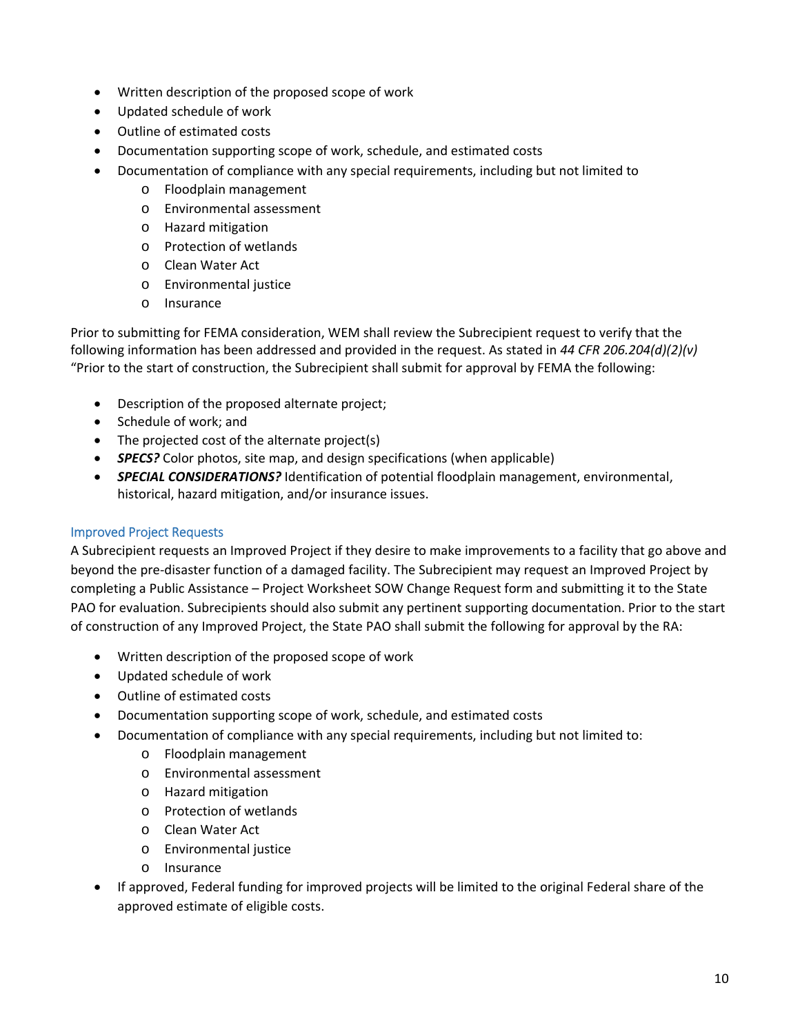- Written description of the proposed scope of work
- Updated schedule of work
- Outline of estimated costs
- Documentation supporting scope of work, schedule, and estimated costs
- Documentation of compliance with any special requirements, including but not limited to
    - Floodplain management
    - Environmental assessment
    - Hazard mitigation
    - Protection of wetlands
    - Clean Water Act
    - Environmental justice
    - Insurance

Prior to submitting for FEMA consideration, WEM shall review the Subrecipient request to verify that the following information has been addressed and provided in the request. As stated in *44 CFR 206.204(d)(2)(v)* "Prior to the start of construction, the Subrecipient shall submit for approval by FEMA the following:

- Description of the proposed alternate project;
- Schedule of work; and
- The projected cost of the alternate project(s)
- ***SPECS?*** Color photos, site map, and design specifications (when applicable)
- ***SPECIAL CONSIDERATIONS?*** Identification of potential floodplain management, environmental, historical, hazard mitigation, and/or insurance issues.

### Improved Project Requests

A Subrecipient requests an Improved Project if they desire to make improvements to a facility that go above and beyond the pre-disaster function of a damaged facility. The Subrecipient may request an Improved Project by completing a Public Assistance – Project Worksheet SOW Change Request form and submitting it to the State PAO for evaluation. Subrecipients should also submit any pertinent supporting documentation. Prior to the start of construction of any Improved Project, the State PAO shall submit the following for approval by the RA:

- Written description of the proposed scope of work
- Updated schedule of work
- Outline of estimated costs
- Documentation supporting scope of work, schedule, and estimated costs
- Documentation of compliance with any special requirements, including but not limited to:
    - Floodplain management
    - Environmental assessment
    - Hazard mitigation
    - Protection of wetlands
    - Clean Water Act
    - Environmental justice
    - Insurance
- If approved, Federal funding for improved projects will be limited to the original Federal share of the approved estimate of eligible costs.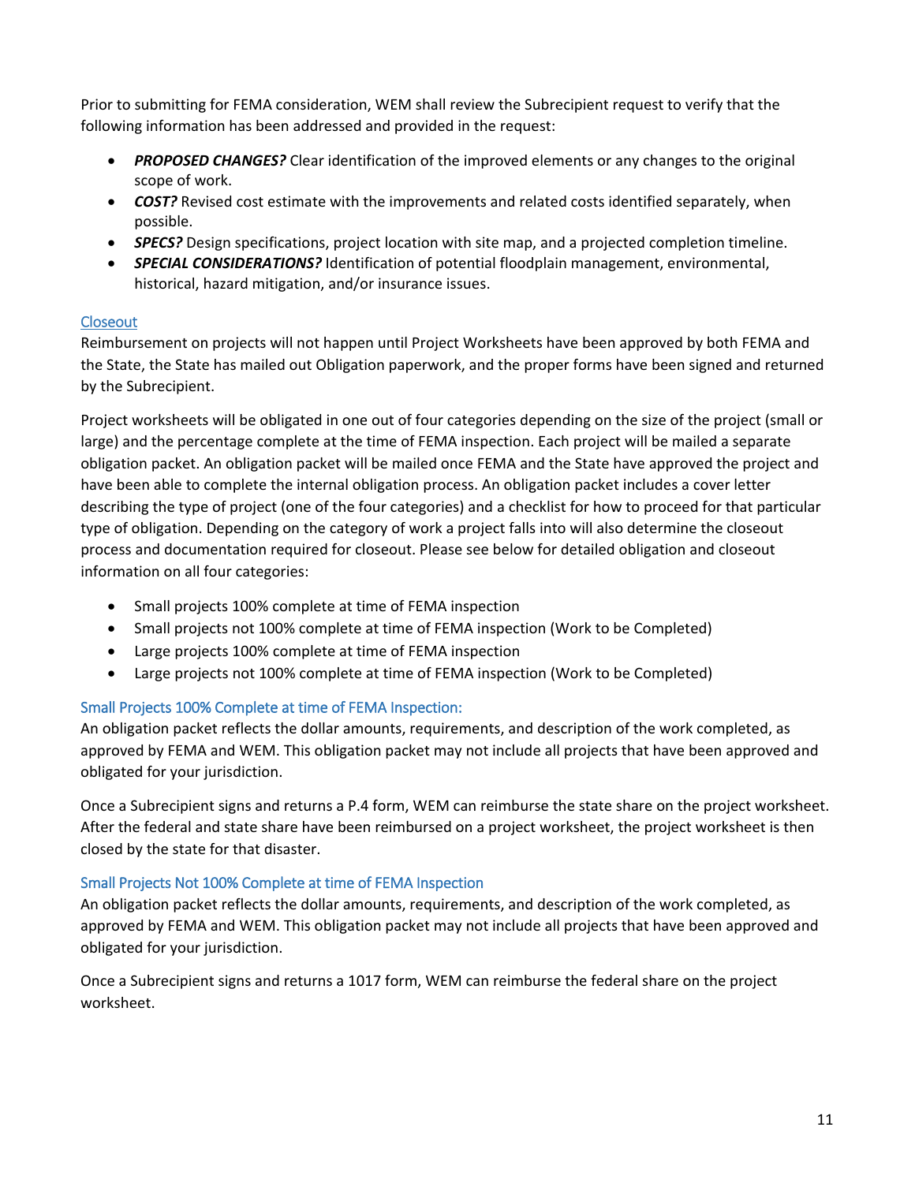Prior to submitting for FEMA consideration, WEM shall review the Subrecipient request to verify that the following information has been addressed and provided in the request:

- ***PROPOSED CHANGES?*** Clear identification of the improved elements or any changes to the original scope of work.
- ***COST?*** Revised cost estimate with the improvements and related costs identified separately, when possible.
- ***SPECS?*** Design specifications, project location with site map, and a projected completion timeline.
- ***SPECIAL CONSIDERATIONS?*** Identification of potential floodplain management, environmental, historical, hazard mitigation, and/or insurance issues.

## Closeout

Reimbursement on projects will not happen until Project Worksheets have been approved by both FEMA and the State, the State has mailed out Obligation paperwork, and the proper forms have been signed and returned by the Subrecipient.

Project worksheets will be obligated in one out of four categories depending on the size of the project (small or large) and the percentage complete at the time of FEMA inspection. Each project will be mailed a separate obligation packet. An obligation packet will be mailed once FEMA and the State have approved the project and have been able to complete the internal obligation process. An obligation packet includes a cover letter describing the type of project (one of the four categories) and a checklist for how to proceed for that particular type of obligation. Depending on the category of work a project falls into will also determine the closeout process and documentation required for closeout. Please see below for detailed obligation and closeout information on all four categories:

- Small projects 100% complete at time of FEMA inspection
- Small projects not 100% complete at time of FEMA inspection (Work to be Completed)
- Large projects 100% complete at time of FEMA inspection
- Large projects not 100% complete at time of FEMA inspection (Work to be Completed)

### Small Projects 100% Complete at time of FEMA Inspection:

An obligation packet reflects the dollar amounts, requirements, and description of the work completed, as approved by FEMA and WEM. This obligation packet may not include all projects that have been approved and obligated for your jurisdiction.

Once a Subrecipient signs and returns a P.4 form, WEM can reimburse the state share on the project worksheet. After the federal and state share have been reimbursed on a project worksheet, the project worksheet is then closed by the state for that disaster.

### Small Projects Not 100% Complete at time of FEMA Inspection

An obligation packet reflects the dollar amounts, requirements, and description of the work completed, as approved by FEMA and WEM. This obligation packet may not include all projects that have been approved and obligated for your jurisdiction.

Once a Subrecipient signs and returns a 1017 form, WEM can reimburse the federal share on the project worksheet.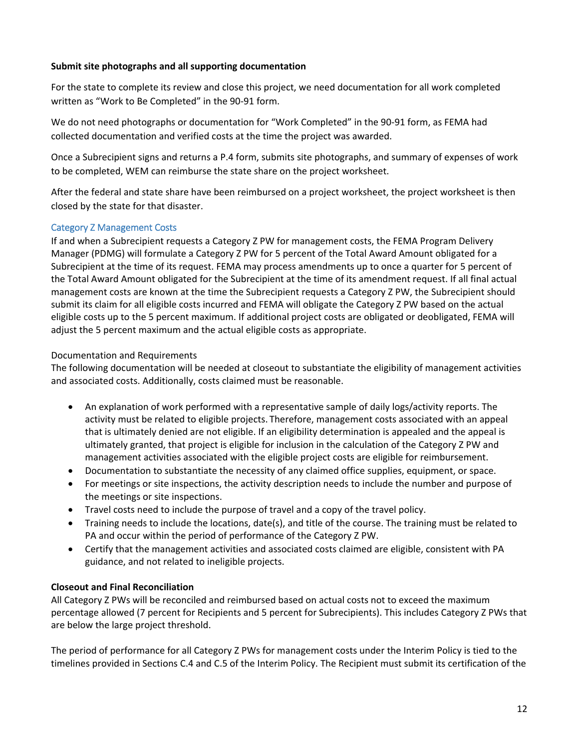**Submit site photographs and all supporting documentation**

For the state to complete its review and close this project, we need documentation for all work completed written as "Work to Be Completed" in the 90-91 form.

We do not need photographs or documentation for "Work Completed" in the 90-91 form, as FEMA had collected documentation and verified costs at the time the project was awarded.

Once a Subrecipient signs and returns a P.4 form, submits site photographs, and summary of expenses of work to be completed, WEM can reimburse the state share on the project worksheet.

After the federal and state share have been reimbursed on a project worksheet, the project worksheet is then closed by the state for that disaster.

### Category Z Management Costs

If and when a Subrecipient requests a Category Z PW for management costs, the FEMA Program Delivery Manager (PDMG) will formulate a Category Z PW for 5 percent of the Total Award Amount obligated for a Subrecipient at the time of its request. FEMA may process amendments up to once a quarter for 5 percent of the Total Award Amount obligated for the Subrecipient at the time of its amendment request. If all final actual management costs are known at the time the Subrecipient requests a Category Z PW, the Subrecipient should submit its claim for all eligible costs incurred and FEMA will obligate the Category Z PW based on the actual eligible costs up to the 5 percent maximum. If additional project costs are obligated or deobligated, FEMA will adjust the 5 percent maximum and the actual eligible costs as appropriate.

Documentation and Requirements

The following documentation will be needed at closeout to substantiate the eligibility of management activities and associated costs. Additionally, costs claimed must be reasonable.

- An explanation of work performed with a representative sample of daily logs/activity reports. The activity must be related to eligible projects. Therefore, management costs associated with an appeal that is ultimately denied are not eligible. If an eligibility determination is appealed and the appeal is ultimately granted, that project is eligible for inclusion in the calculation of the Category Z PW and management activities associated with the eligible project costs are eligible for reimbursement.
- Documentation to substantiate the necessity of any claimed office supplies, equipment, or space.
- For meetings or site inspections, the activity description needs to include the number and purpose of the meetings or site inspections.
- Travel costs need to include the purpose of travel and a copy of the travel policy.
- Training needs to include the locations, date(s), and title of the course. The training must be related to PA and occur within the period of performance of the Category Z PW.
- Certify that the management activities and associated costs claimed are eligible, consistent with PA guidance, and not related to ineligible projects.

**Closeout and Final Reconciliation**

All Category Z PWs will be reconciled and reimbursed based on actual costs not to exceed the maximum percentage allowed (7 percent for Recipients and 5 percent for Subrecipients). This includes Category Z PWs that are below the large project threshold.

The period of performance for all Category Z PWs for management costs under the Interim Policy is tied to the timelines provided in Sections C.4 and C.5 of the Interim Policy. The Recipient must submit its certification of the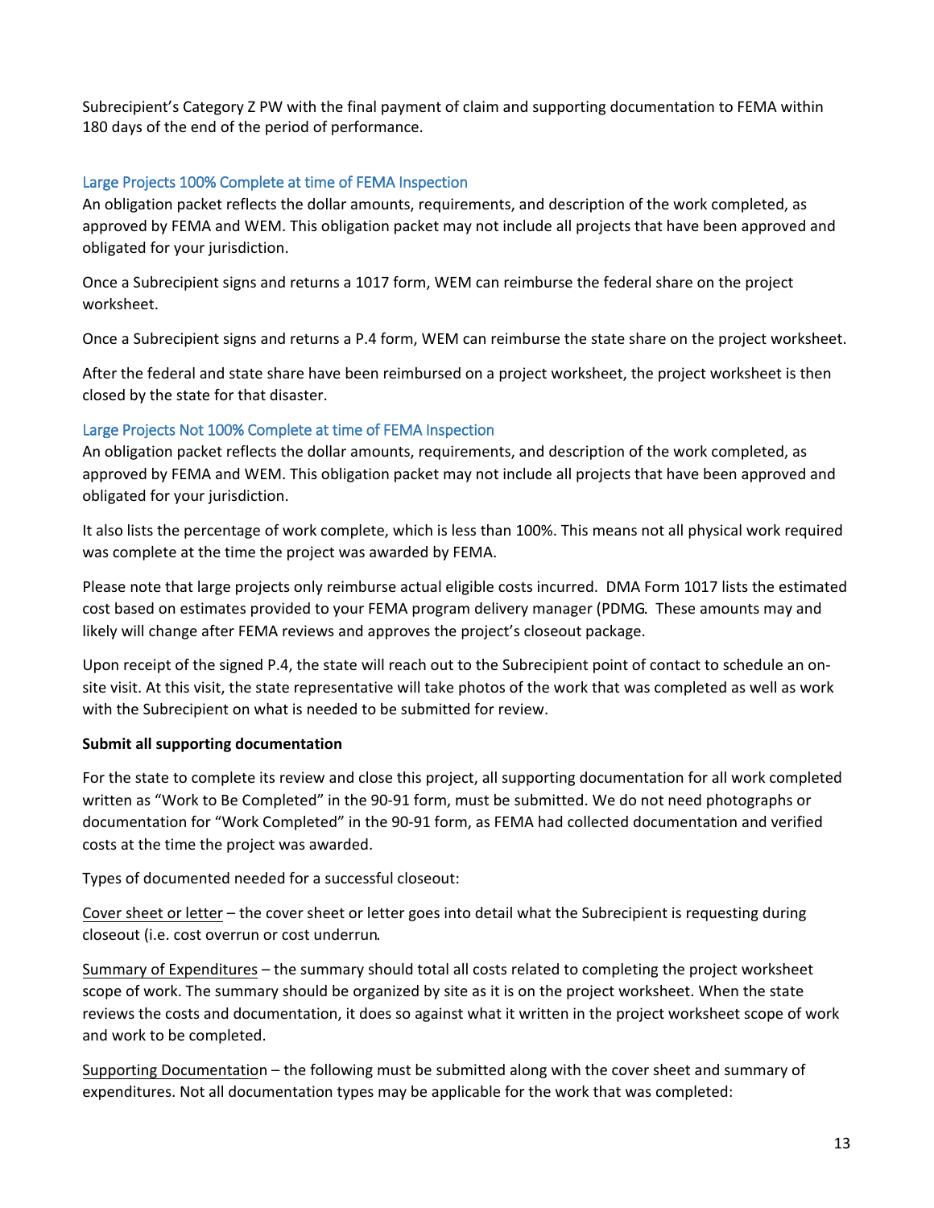Subrecipient's Category Z PW with the final payment of claim and supporting documentation to FEMA within 180 days of the end of the period of performance.

### Large Projects 100% Complete at time of FEMA Inspection

An obligation packet reflects the dollar amounts, requirements, and description of the work completed, as approved by FEMA and WEM. This obligation packet may not include all projects that have been approved and obligated for your jurisdiction.

Once a Subrecipient signs and returns a 1017 form, WEM can reimburse the federal share on the project worksheet.

Once a Subrecipient signs and returns a P.4 form, WEM can reimburse the state share on the project worksheet.

After the federal and state share have been reimbursed on a project worksheet, the project worksheet is then closed by the state for that disaster.

### Large Projects Not 100% Complete at time of FEMA Inspection

An obligation packet reflects the dollar amounts, requirements, and description of the work completed, as approved by FEMA and WEM. This obligation packet may not include all projects that have been approved and obligated for your jurisdiction.

It also lists the percentage of work complete, which is less than 100%. This means not all physical work required was complete at the time the project was awarded by FEMA.

Please note that large projects only reimburse actual eligible costs incurred. DMA Form 1017 lists the estimated cost based on estimates provided to your FEMA program delivery manager (PDMG. These amounts may and likely will change after FEMA reviews and approves the project's closeout package.

Upon receipt of the signed P.4, the state will reach out to the Subrecipient point of contact to schedule an on-site visit. At this visit, the state representative will take photos of the work that was completed as well as work with the Subrecipient on what is needed to be submitted for review.

**Submit all supporting documentation**

For the state to complete its review and close this project, all supporting documentation for all work completed written as "Work to Be Completed" in the 90-91 form, must be submitted. We do not need photographs or documentation for "Work Completed" in the 90-91 form, as FEMA had collected documentation and verified costs at the time the project was awarded.

Types of documented needed for a successful closeout:

<u>Cover sheet or letter</u> – the cover sheet or letter goes into detail what the Subrecipient is requesting during closeout (i.e. cost overrun or cost underrun.

<u>Summary of Expenditures</u> – the summary should total all costs related to completing the project worksheet scope of work. The summary should be organized by site as it is on the project worksheet. When the state reviews the costs and documentation, it does so against what it written in the project worksheet scope of work and work to be completed.

<u>Supporting Documentation</u> – the following must be submitted along with the cover sheet and summary of expenditures. Not all documentation types may be applicable for the work that was completed: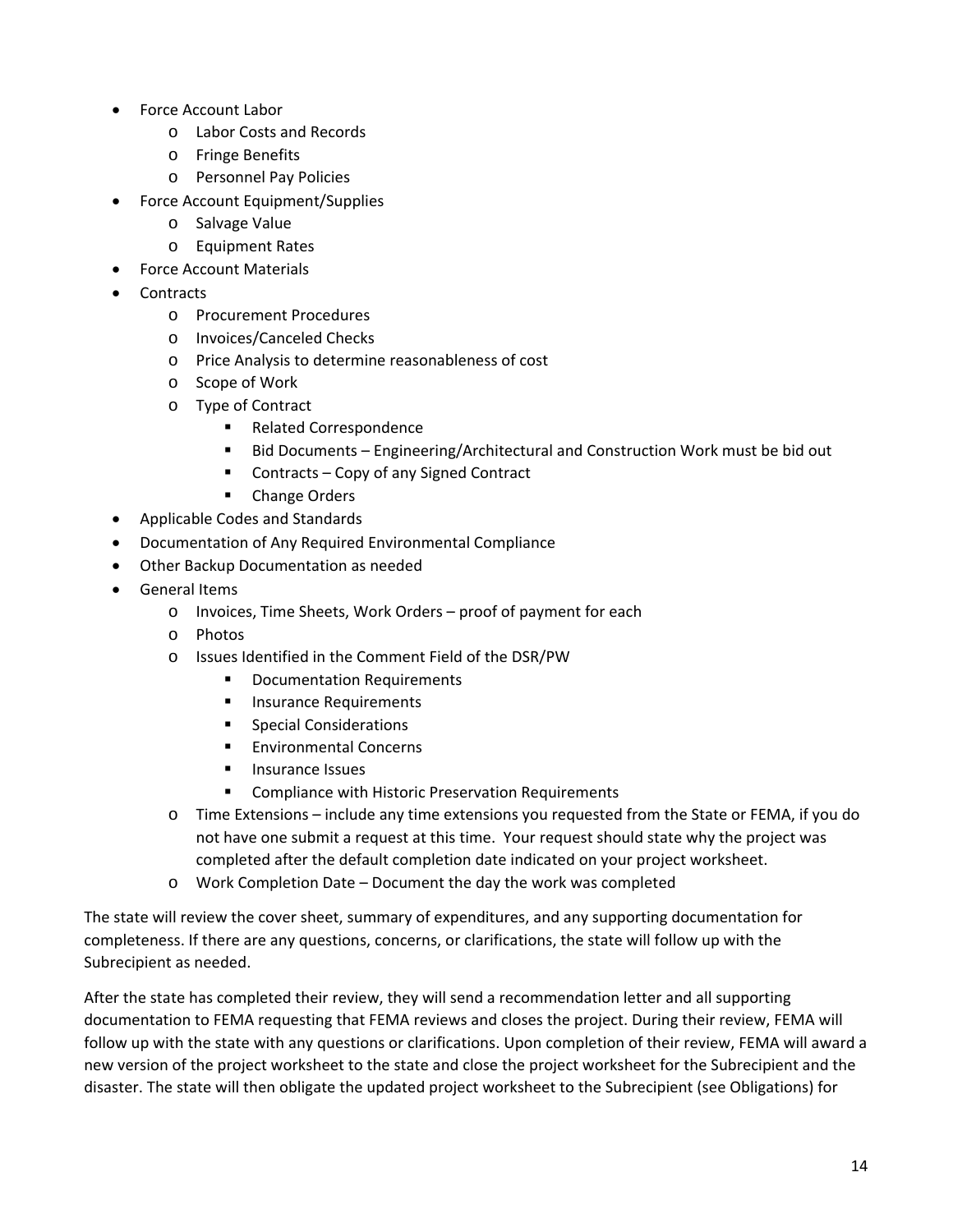- Force Account Labor
    - Labor Costs and Records
    - Fringe Benefits
    - Personnel Pay Policies
- Force Account Equipment/Supplies
    - Salvage Value
    - Equipment Rates
- Force Account Materials
- Contracts
    - Procurement Procedures
    - Invoices/Canceled Checks
    - Price Analysis to determine reasonableness of cost
    - Scope of Work
    - Type of Contract
        - Related Correspondence
        - Bid Documents – Engineering/Architectural and Construction Work must be bid out
        - Contracts – Copy of any Signed Contract
        - Change Orders
- Applicable Codes and Standards
- Documentation of Any Required Environmental Compliance
- Other Backup Documentation as needed
- General Items
    - Invoices, Time Sheets, Work Orders – proof of payment for each
    - Photos
    - Issues Identified in the Comment Field of the DSR/PW
        - Documentation Requirements
        - Insurance Requirements
        - Special Considerations
        - Environmental Concerns
        - Insurance Issues
        - Compliance with Historic Preservation Requirements
    - Time Extensions – include any time extensions you requested from the State or FEMA, if you do not have one submit a request at this time. Your request should state why the project was completed after the default completion date indicated on your project worksheet.
    - Work Completion Date – Document the day the work was completed

The state will review the cover sheet, summary of expenditures, and any supporting documentation for completeness. If there are any questions, concerns, or clarifications, the state will follow up with the Subrecipient as needed.

After the state has completed their review, they will send a recommendation letter and all supporting documentation to FEMA requesting that FEMA reviews and closes the project. During their review, FEMA will follow up with the state with any questions or clarifications. Upon completion of their review, FEMA will award a new version of the project worksheet to the state and close the project worksheet for the Subrecipient and the disaster. The state will then obligate the updated project worksheet to the Subrecipient (see Obligations) for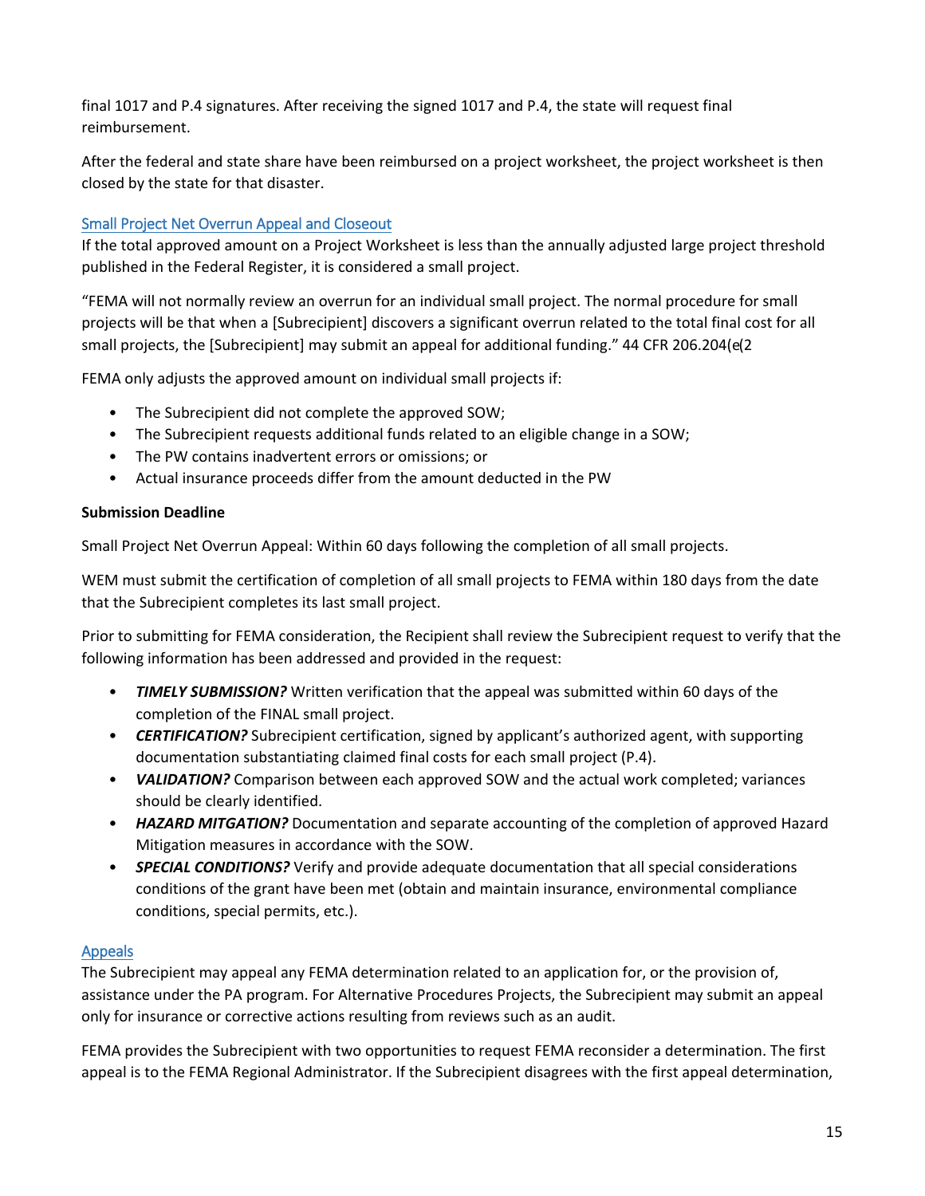final 1017 and P.4 signatures. After receiving the signed 1017 and P.4, the state will request final reimbursement.

After the federal and state share have been reimbursed on a project worksheet, the project worksheet is then closed by the state for that disaster.

### Small Project Net Overrun Appeal and Closeout

If the total approved amount on a Project Worksheet is less than the annually adjusted large project threshold published in the Federal Register, it is considered a small project.

"FEMA will not normally review an overrun for an individual small project. The normal procedure for small projects will be that when a [Subrecipient] discovers a significant overrun related to the total final cost for all small projects, the [Subrecipient] may submit an appeal for additional funding." 44 CFR 206.204(e(2

FEMA only adjusts the approved amount on individual small projects if:

- The Subrecipient did not complete the approved SOW;
- The Subrecipient requests additional funds related to an eligible change in a SOW;
- The PW contains inadvertent errors or omissions; or
- Actual insurance proceeds differ from the amount deducted in the PW

**Submission Deadline**

Small Project Net Overrun Appeal: Within 60 days following the completion of all small projects.

WEM must submit the certification of completion of all small projects to FEMA within 180 days from the date that the Subrecipient completes its last small project.

Prior to submitting for FEMA consideration, the Recipient shall review the Subrecipient request to verify that the following information has been addressed and provided in the request:

- ***TIMELY SUBMISSION?*** Written verification that the appeal was submitted within 60 days of the completion of the FINAL small project.
- ***CERTIFICATION?*** Subrecipient certification, signed by applicant's authorized agent, with supporting documentation substantiating claimed final costs for each small project (P.4).
- ***VALIDATION?*** Comparison between each approved SOW and the actual work completed; variances should be clearly identified.
- ***HAZARD MITGATION?*** Documentation and separate accounting of the completion of approved Hazard Mitigation measures in accordance with the SOW.
- ***SPECIAL CONDITIONS?*** Verify and provide adequate documentation that all special considerations conditions of the grant have been met (obtain and maintain insurance, environmental compliance conditions, special permits, etc.).

### Appeals

The Subrecipient may appeal any FEMA determination related to an application for, or the provision of, assistance under the PA program. For Alternative Procedures Projects, the Subrecipient may submit an appeal only for insurance or corrective actions resulting from reviews such as an audit.

FEMA provides the Subrecipient with two opportunities to request FEMA reconsider a determination. The first appeal is to the FEMA Regional Administrator. If the Subrecipient disagrees with the first appeal determination,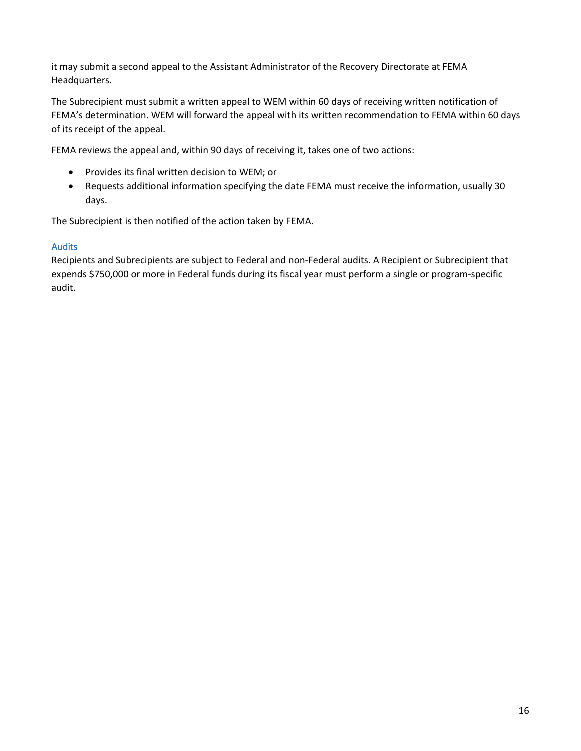it may submit a second appeal to the Assistant Administrator of the Recovery Directorate at FEMA Headquarters.

The Subrecipient must submit a written appeal to WEM within 60 days of receiving written notification of FEMA's determination. WEM will forward the appeal with its written recommendation to FEMA within 60 days of its receipt of the appeal.

FEMA reviews the appeal and, within 90 days of receiving it, takes one of two actions:

- Provides its final written decision to WEM; or
- Requests additional information specifying the date FEMA must receive the information, usually 30 days.

The Subrecipient is then notified of the action taken by FEMA.

### Audits

Recipients and Subrecipients are subject to Federal and non-Federal audits. A Recipient or Subrecipient that expends $750,000 or more in Federal funds during its fiscal year must perform a single or program-specific audit.